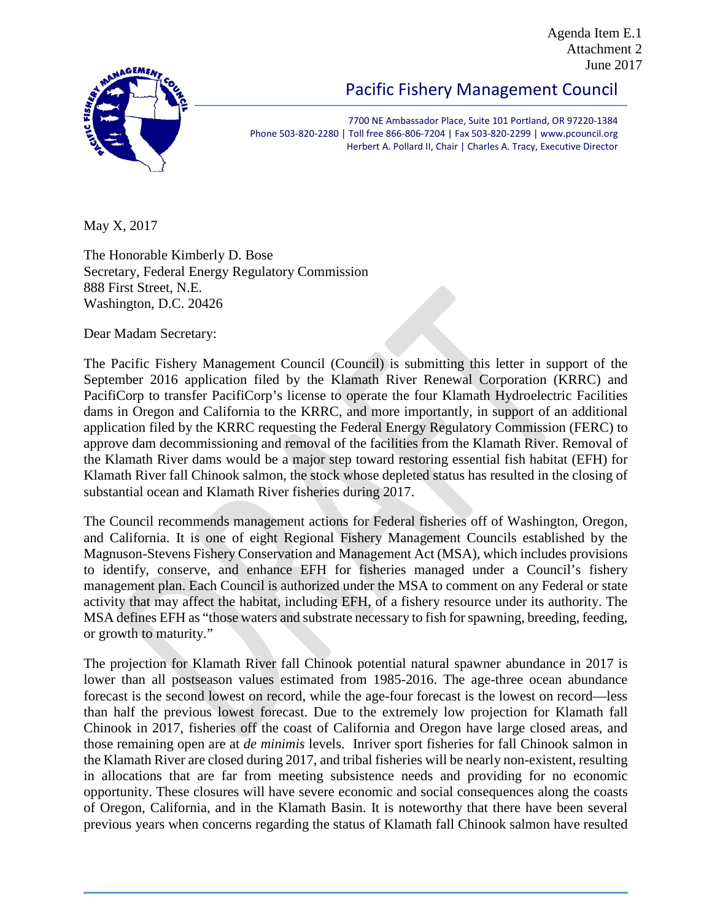Agenda Item E.1
Attachment 2
June 2017

# Pacific Fishery Management Council

7700 NE Ambassador Place, Suite 101 Portland, OR 97220-1384
Phone 503-820-2280 | Toll free 866-806-7204 | Fax 503-820-2299 | www.pcouncil.org
Herbert A. Pollard II, Chair | Charles A. Tracy, Executive Director

May X, 2017

The Honorable Kimberly D. Bose
Secretary, Federal Energy Regulatory Commission
888 First Street, N.E.
Washington, D.C. 20426

Dear Madam Secretary:

The Pacific Fishery Management Council (Council) is submitting this letter in support of the September 2016 application filed by the Klamath River Renewal Corporation (KRRC) and PacifiCorp to transfer PacifiCorp's license to operate the four Klamath Hydroelectric Facilities dams in Oregon and California to the KRRC, and more importantly, in support of an additional application filed by the KRRC requesting the Federal Energy Regulatory Commission (FERC) to approve dam decommissioning and removal of the facilities from the Klamath River. Removal of the Klamath River dams would be a major step toward restoring essential fish habitat (EFH) for Klamath River fall Chinook salmon, the stock whose depleted status has resulted in the closing of substantial ocean and Klamath River fisheries during 2017.

The Council recommends management actions for Federal fisheries off of Washington, Oregon, and California. It is one of eight Regional Fishery Management Councils established by the Magnuson-Stevens Fishery Conservation and Management Act (MSA), which includes provisions to identify, conserve, and enhance EFH for fisheries managed under a Council's fishery management plan. Each Council is authorized under the MSA to comment on any Federal or state activity that may affect the habitat, including EFH, of a fishery resource under its authority. The MSA defines EFH as "those waters and substrate necessary to fish for spawning, breeding, feeding, or growth to maturity."

The projection for Klamath River fall Chinook potential natural spawner abundance in 2017 is lower than all postseason values estimated from 1985-2016. The age-three ocean abundance forecast is the second lowest on record, while the age-four forecast is the lowest on record—less than half the previous lowest forecast. Due to the extremely low projection for Klamath fall Chinook in 2017, fisheries off the coast of California and Oregon have large closed areas, and those remaining open are at *de minimis* levels. Inriver sport fisheries for fall Chinook salmon in the Klamath River are closed during 2017, and tribal fisheries will be nearly non-existent, resulting in allocations that are far from meeting subsistence needs and providing for no economic opportunity. These closures will have severe economic and social consequences along the coasts of Oregon, California, and in the Klamath Basin. It is noteworthy that there have been several previous years when concerns regarding the status of Klamath fall Chinook salmon have resulted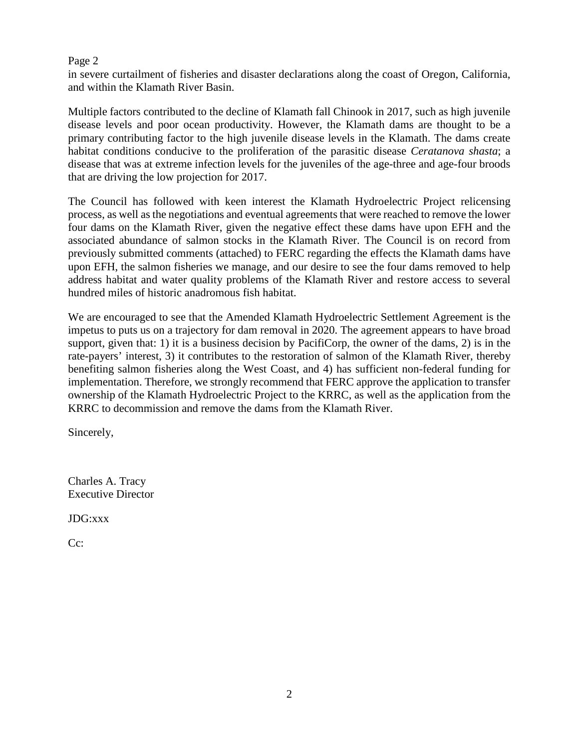in severe curtailment of fisheries and disaster declarations along the coast of Oregon, California, and within the Klamath River Basin.

Multiple factors contributed to the decline of Klamath fall Chinook in 2017, such as high juvenile disease levels and poor ocean productivity. However, the Klamath dams are thought to be a primary contributing factor to the high juvenile disease levels in the Klamath. The dams create habitat conditions conducive to the proliferation of the parasitic disease *Ceratanova shasta*; a disease that was at extreme infection levels for the juveniles of the age-three and age-four broods that are driving the low projection for 2017.

The Council has followed with keen interest the Klamath Hydroelectric Project relicensing process, as well as the negotiations and eventual agreements that were reached to remove the lower four dams on the Klamath River, given the negative effect these dams have upon EFH and the associated abundance of salmon stocks in the Klamath River. The Council is on record from previously submitted comments (attached) to FERC regarding the effects the Klamath dams have upon EFH, the salmon fisheries we manage, and our desire to see the four dams removed to help address habitat and water quality problems of the Klamath River and restore access to several hundred miles of historic anadromous fish habitat.

We are encouraged to see that the Amended Klamath Hydroelectric Settlement Agreement is the impetus to puts us on a trajectory for dam removal in 2020. The agreement appears to have broad support, given that: 1) it is a business decision by PacifiCorp, the owner of the dams, 2) is in the rate-payers' interest, 3) it contributes to the restoration of salmon of the Klamath River, thereby benefiting salmon fisheries along the West Coast, and 4) has sufficient non-federal funding for implementation. Therefore, we strongly recommend that FERC approve the application to transfer ownership of the Klamath Hydroelectric Project to the KRRC, as well as the application from the KRRC to decommission and remove the dams from the Klamath River.

Sincerely,

Charles A. Tracy
Executive Director

JDG:xxx

Cc: